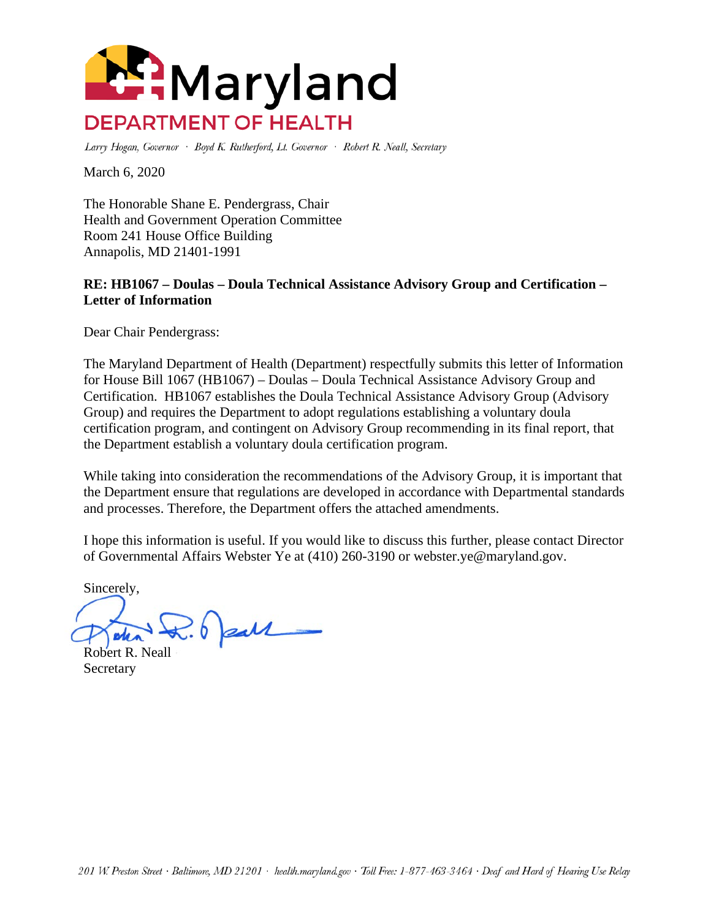# Maryland

## DEPARTMENT OF HEALTH

*Larry Hogan, Governor · Boyd K. Rutherford, Lt. Governor · Robert R. Neall, Secretary*

March 6, 2020

The Honorable Shane E. Pendergrass, Chair
Health and Government Operation Committee
Room 241 House Office Building
Annapolis, MD 21401-1991

**RE: HB1067 – Doulas – Doula Technical Assistance Advisory Group and Certification – Letter of Information**

Dear Chair Pendergrass:

The Maryland Department of Health (Department) respectfully submits this letter of Information for House Bill 1067 (HB1067) – Doulas – Doula Technical Assistance Advisory Group and Certification. HB1067 establishes the Doula Technical Assistance Advisory Group (Advisory Group) and requires the Department to adopt regulations establishing a voluntary doula certification program, and contingent on Advisory Group recommending in its final report, that the Department establish a voluntary doula certification program.

While taking into consideration the recommendations of the Advisory Group, it is important that the Department ensure that regulations are developed in accordance with Departmental standards and processes. Therefore, the Department offers the attached amendments.

I hope this information is useful. If you would like to discuss this further, please contact Director of Governmental Affairs Webster Ye at (410) 260-3190 or webster.ye@maryland.gov.

Sincerely,

Robert R. Neall
Secretary

*201 W. Preston Street · Baltimore, MD 21201 · health.maryland.gov · Toll Free: 1-877-463-3464 · Deaf and Hard of Hearing Use Relay*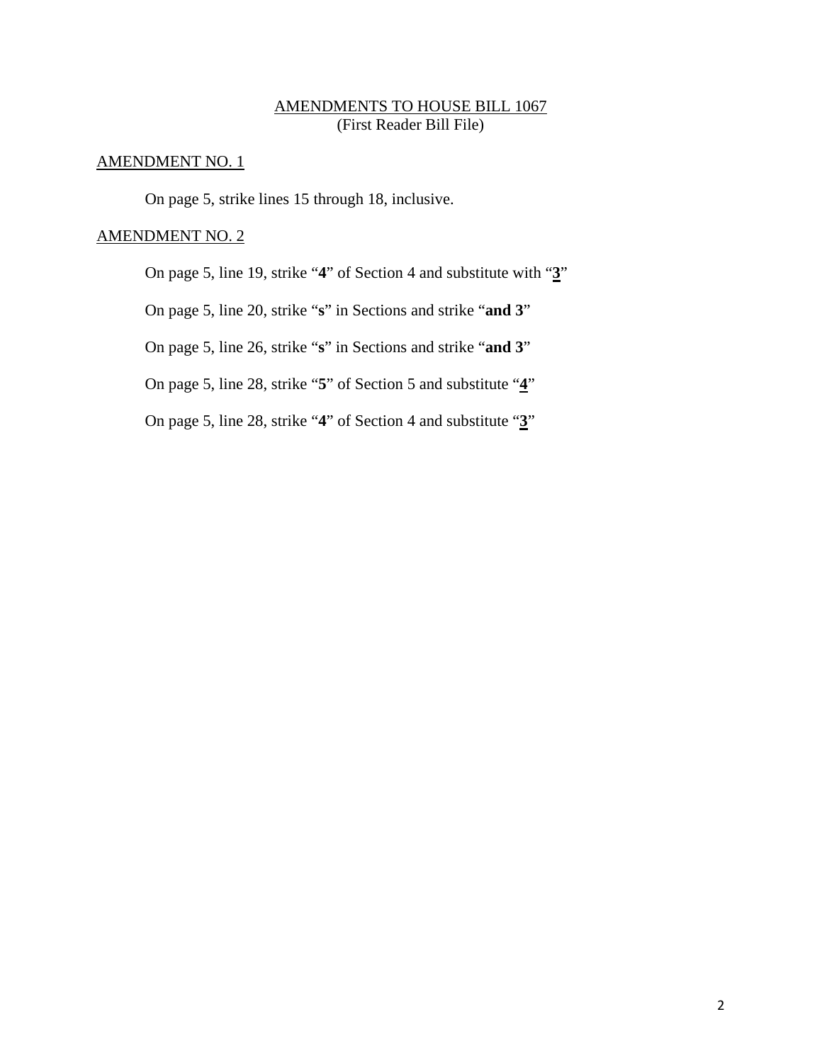<u>AMENDMENTS TO HOUSE BILL 1067</u>
(First Reader Bill File)

<u>AMENDMENT NO. 1</u>

On page 5, strike lines 15 through 18, inclusive.

<u>AMENDMENT NO. 2</u>

On page 5, line 19, strike "**4**" of Section 4 and substitute with "<u>**3**</u>"

On page 5, line 20, strike "**s**" in Sections and strike "**and 3**"

On page 5, line 26, strike "**s**" in Sections and strike "**and 3**"

On page 5, line 28, strike "**5**" of Section 5 and substitute "<u>**4**</u>"

On page 5, line 28, strike "**4**" of Section 4 and substitute "<u>**3**</u>"